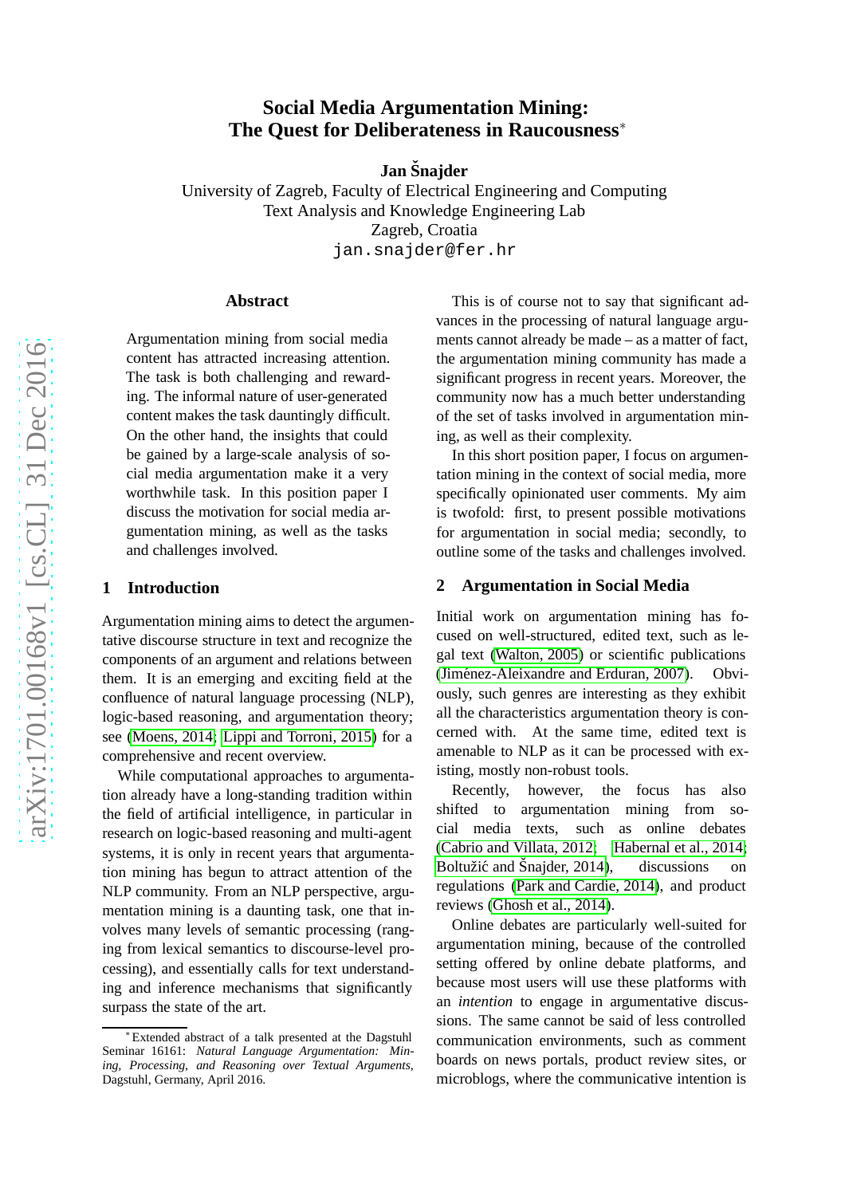# Social Media Argumentation Mining: The Quest for Deliberateness in Raucousness*

**Jan Šnajder**

University of Zagreb, Faculty of Electrical Engineering and Computing
Text Analysis and Knowledge Engineering Lab
Zagreb, Croatia
jan.snajder@fer.hr

## Abstract

Argumentation mining from social media content has attracted increasing attention. The task is both challenging and rewarding. The informal nature of user-generated content makes the task dauntingly difficult. On the other hand, the insights that could be gained by a large-scale analysis of social media argumentation make it a very worthwhile task. In this position paper I discuss the motivation for social media argumentation mining, as well as the tasks and challenges involved.

## 1 Introduction

Argumentation mining aims to detect the argumentative discourse structure in text and recognize the components of an argument and relations between them. It is an emerging and exciting field at the confluence of natural language processing (NLP), logic-based reasoning, and argumentation theory; see (Moens, 2014; Lippi and Torroni, 2015) for a comprehensive and recent overview.

While computational approaches to argumentation already have a long-standing tradition within the field of artificial intelligence, in particular in research on logic-based reasoning and multi-agent systems, it is only in recent years that argumentation mining has begun to attract attention of the NLP community. From an NLP perspective, argumentation mining is a daunting task, one that involves many levels of semantic processing (ranging from lexical semantics to discourse-level processing), and essentially calls for text understanding and inference mechanisms that significantly surpass the state of the art.

This is of course not to say that significant advances in the processing of natural language arguments cannot already be made – as a matter of fact, the argumentation mining community has made a significant progress in recent years. Moreover, the community now has a much better understanding of the set of tasks involved in argumentation mining, as well as their complexity.

In this short position paper, I focus on argumentation mining in the context of social media, more specifically opinionated user comments. My aim is twofold: first, to present possible motivations for argumentation in social media; secondly, to outline some of the tasks and challenges involved.

## 2 Argumentation in Social Media

Initial work on argumentation mining has focused on well-structured, edited text, such as legal text (Walton, 2005) or scientific publications (Jiménez-Aleixandre and Erduran, 2007). Obviously, such genres are interesting as they exhibit all the characteristics argumentation theory is concerned with. At the same time, edited text is amenable to NLP as it can be processed with existing, mostly non-robust tools.

Recently, however, the focus has also shifted to argumentation mining from social media texts, such as online debates (Cabrio and Villata, 2012; Habernal et al., 2014; Boltužić and Šnajder, 2014), discussions on regulations (Park and Cardie, 2014), and product reviews (Ghosh et al., 2014).

Online debates are particularly well-suited for argumentation mining, because of the controlled setting offered by online debate platforms, and because most users will use these platforms with an *intention* to engage in argumentative discussions. The same cannot be said of less controlled communication environments, such as comment boards on news portals, product review sites, or microblogs, where the communicative intention is

---

*Extended abstract of a talk presented at the Dagstuhl Seminar 16161: *Natural Language Argumentation: Mining, Processing, and Reasoning over Textual Arguments*, Dagstuhl, Germany, April 2016.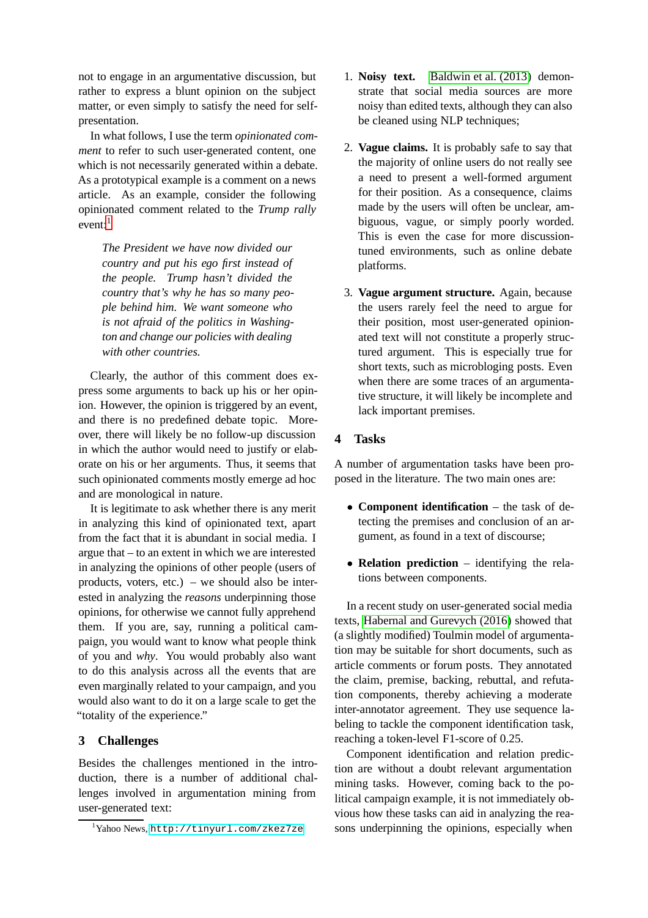not to engage in an argumentative discussion, but rather to express a blunt opinion on the subject matter, or even simply to satisfy the need for self-presentation.

In what follows, I use the term *opinionated comment* to refer to such user-generated content, one which is not necessarily generated within a debate. As a prototypical example is a comment on a news article. As an example, consider the following opinionated comment related to the *Trump rally* event:[1]

> *The President we have now divided our country and put his ego first instead of the people. Trump hasn't divided the country that's why he has so many people behind him. We want someone who is not afraid of the politics in Washington and change our policies with dealing with other countries.*

Clearly, the author of this comment does express some arguments to back up his or her opinion. However, the opinion is triggered by an event, and there is no predefined debate topic. Moreover, there will likely be no follow-up discussion in which the author would need to justify or elaborate on his or her arguments. Thus, it seems that such opinionated comments mostly emerge ad hoc and are monological in nature.

It is legitimate to ask whether there is any merit in analyzing this kind of opinionated text, apart from the fact that it is abundant in social media. I argue that – to an extent in which we are interested in analyzing the opinions of other people (users of products, voters, etc.) – we should also be interested in analyzing the *reasons* underpinning those opinions, for otherwise we cannot fully apprehend them. If you are, say, running a political campaign, you would want to know what people think of you and *why*. You would probably also want to do this analysis across all the events that are even marginally related to your campaign, and you would also want to do it on a large scale to get the "totality of the experience."

## 3 Challenges

Besides the challenges mentioned in the introduction, there is a number of additional challenges involved in argumentation mining from user-generated text:

1. **Noisy text.** Baldwin et al. (2013) demonstrate that social media sources are more noisy than edited texts, although they can also be cleaned using NLP techniques;

2. **Vague claims.** It is probably safe to say that the majority of online users do not really see a need to present a well-formed argument for their position. As a consequence, claims made by the users will often be unclear, ambiguous, vague, or simply poorly worded. This is even the case for more discussion-tuned environments, such as online debate platforms.

3. **Vague argument structure.** Again, because the users rarely feel the need to argue for their position, most user-generated opinionated text will not constitute a properly structured argument. This is especially true for short texts, such as microbloging posts. Even when there are some traces of an argumentative structure, it will likely be incomplete and lack important premises.

## 4 Tasks

A number of argumentation tasks have been proposed in the literature. The two main ones are:

- **Component identification** – the task of detecting the premises and conclusion of an argument, as found in a text of discourse;

- **Relation prediction** – identifying the relations between components.

In a recent study on user-generated social media texts, Habernal and Gurevych (2016) showed that (a slightly modified) Toulmin model of argumentation may be suitable for short documents, such as article comments or forum posts. They annotated the claim, premise, backing, rebuttal, and refutation components, thereby achieving a moderate inter-annotator agreement. They use sequence labeling to tackle the component identification task, reaching a token-level F1-score of 0.25.

Component identification and relation prediction are without a doubt relevant argumentation mining tasks. However, coming back to the political campaign example, it is not immediately obvious how these tasks can aid in analyzing the reasons underpinning the opinions, especially when

[1] Yahoo News, http://tinyurl.com/zkez7ze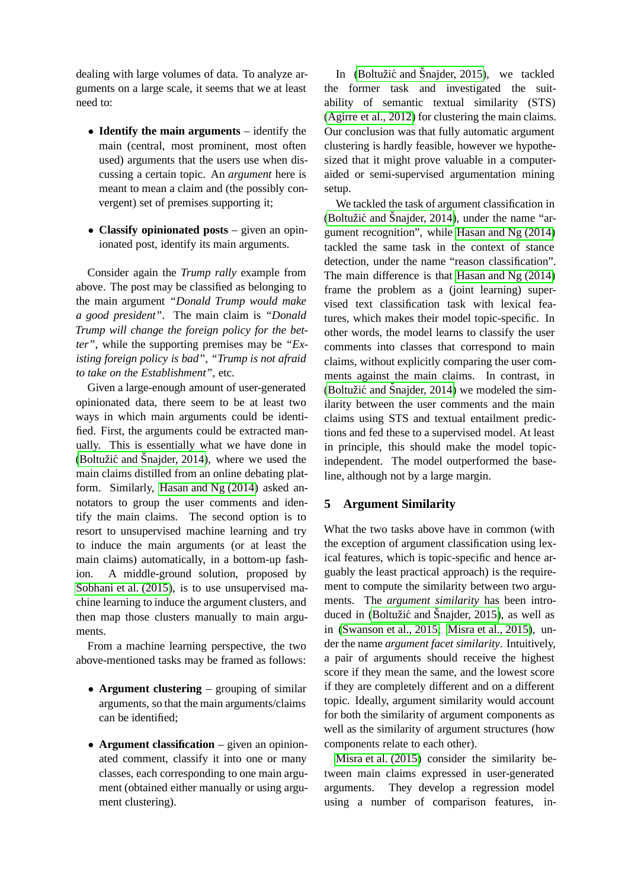dealing with large volumes of data. To analyze arguments on a large scale, it seems that we at least need to:

- **Identify the main arguments** – identify the main (central, most prominent, most often used) arguments that the users use when discussing a certain topic. An *argument* here is meant to mean a claim and (the possibly convergent) set of premises supporting it;

- **Classify opinionated posts** – given an opinionated post, identify its main arguments.

Consider again the *Trump rally* example from above. The post may be classified as belonging to the main argument *"Donald Trump would make a good president"*. The main claim is *"Donald Trump will change the foreign policy for the better"*, while the supporting premises may be *"Existing foreign policy is bad"*, *"Trump is not afraid to take on the Establishment"*, etc.

Given a large-enough amount of user-generated opinionated data, there seem to be at least two ways in which main arguments could be identified. First, the arguments could be extracted manually. This is essentially what we have done in (Boltužić and Šnajder, 2014), where we used the main claims distilled from an online debating platform. Similarly, Hasan and Ng (2014) asked annotators to group the user comments and identify the main claims. The second option is to resort to unsupervised machine learning and try to induce the main arguments (or at least the main claims) automatically, in a bottom-up fashion. A middle-ground solution, proposed by Sobhani et al. (2015), is to use unsupervised machine learning to induce the argument clusters, and then map those clusters manually to main arguments.

From a machine learning perspective, the two above-mentioned tasks may be framed as follows:

- **Argument clustering** – grouping of similar arguments, so that the main arguments/claims can be identified;

- **Argument classification** – given an opinionated comment, classify it into one or many classes, each corresponding to one main argument (obtained either manually or using argument clustering).

In (Boltužić and Šnajder, 2015), we tackled the former task and investigated the suitability of semantic textual similarity (STS) (Agirre et al., 2012) for clustering the main claims. Our conclusion was that fully automatic argument clustering is hardly feasible, however we hypothesized that it might prove valuable in a computer-aided or semi-supervised argumentation mining setup.

We tackled the task of argument classification in (Boltužić and Šnajder, 2014), under the name "argument recognition", while Hasan and Ng (2014) tackled the same task in the context of stance detection, under the name "reason classification". The main difference is that Hasan and Ng (2014) frame the problem as a (joint learning) supervised text classification task with lexical features, which makes their model topic-specific. In other words, the model learns to classify the user comments into classes that correspond to main claims, without explicitly comparing the user comments against the main claims. In contrast, in (Boltužić and Šnajder, 2014) we modeled the similarity between the user comments and the main claims using STS and textual entailment predictions and fed these to a supervised model. At least in principle, this should make the model topic-independent. The model outperformed the baseline, although not by a large margin.

## 5 Argument Similarity

What the two tasks above have in common (with the exception of argument classification using lexical features, which is topic-specific and hence arguably the least practical approach) is the requirement to compute the similarity between two arguments. The *argument similarity* has been introduced in (Boltužić and Šnajder, 2015), as well as in (Swanson et al., 2015; Misra et al., 2015), under the name *argument facet similarity*. Intuitively, a pair of arguments should receive the highest score if they mean the same, and the lowest score if they are completely different and on a different topic. Ideally, argument similarity would account for both the similarity of argument components as well as the similarity of argument structures (how components relate to each other).

Misra et al. (2015) consider the similarity between main claims expressed in user-generated arguments. They develop a regression model using a number of comparison features, in-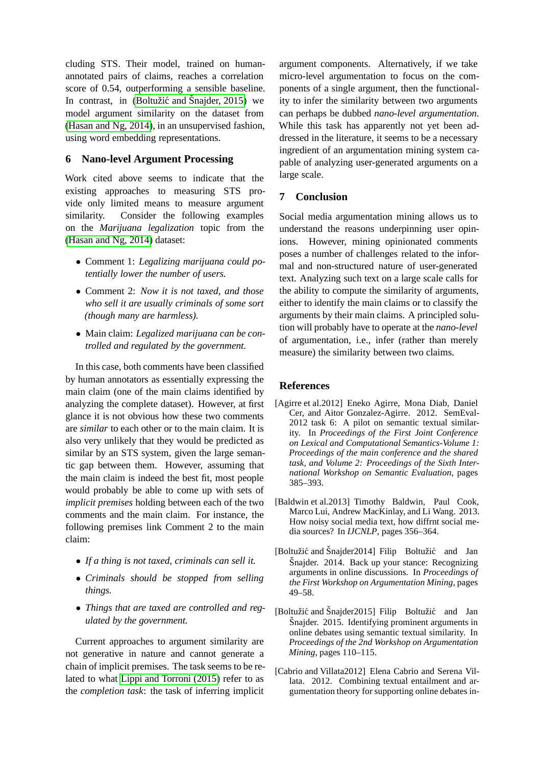cluding STS. Their model, trained on human-annotated pairs of claims, reaches a correlation score of 0.54, outperforming a sensible baseline. In contrast, in (Boltužić and Šnajder, 2015) we model argument similarity on the dataset from (Hasan and Ng, 2014), in an unsupervised fashion, using word embedding representations.

## 6 Nano-level Argument Processing

Work cited above seems to indicate that the existing approaches to measuring STS provide only limited means to measure argument similarity. Consider the following examples on the *Marijuana legalization* topic from the (Hasan and Ng, 2014) dataset:

- Comment 1: *Legalizing marijuana could potentially lower the number of users.*
- Comment 2: *Now it is not taxed, and those who sell it are usually criminals of some sort (though many are harmless).*
- Main claim: *Legalized marijuana can be controlled and regulated by the government.*

In this case, both comments have been classified by human annotators as essentially expressing the main claim (one of the main claims identified by analyzing the complete dataset). However, at first glance it is not obvious how these two comments are *similar* to each other or to the main claim. It is also very unlikely that they would be predicted as similar by an STS system, given the large semantic gap between them. However, assuming that the main claim is indeed the best fit, most people would probably be able to come up with sets of *implicit premises* holding between each of the two comments and the main claim. For instance, the following premises link Comment 2 to the main claim:

- *If a thing is not taxed, criminals can sell it.*
- *Criminals should be stopped from selling things.*
- *Things that are taxed are controlled and regulated by the government.*

Current approaches to argument similarity are not generative in nature and cannot generate a chain of implicit premises. The task seems to be related to what Lippi and Torroni (2015) refer to as the *completion task*: the task of inferring implicit argument components. Alternatively, if we take micro-level argumentation to focus on the components of a single argument, then the functionality to infer the similarity between two arguments can perhaps be dubbed *nano-level argumentation*. While this task has apparently not yet been addressed in the literature, it seems to be a necessary ingredient of an argumentation mining system capable of analyzing user-generated arguments on a large scale.

## 7 Conclusion

Social media argumentation mining allows us to understand the reasons underpinning user opinions. However, mining opinionated comments poses a number of challenges related to the informal and non-structured nature of user-generated text. Analyzing such text on a large scale calls for the ability to compute the similarity of arguments, either to identify the main claims or to classify the arguments by their main claims. A principled solution will probably have to operate at the *nano-level* of argumentation, i.e., infer (rather than merely measure) the similarity between two claims.

## References

[Agirre et al.2012] Eneko Agirre, Mona Diab, Daniel Cer, and Aitor Gonzalez-Agirre. 2012. SemEval-2012 task 6: A pilot on semantic textual similarity. In *Proceedings of the First Joint Conference on Lexical and Computational Semantics-Volume 1: Proceedings of the main conference and the shared task, and Volume 2: Proceedings of the Sixth International Workshop on Semantic Evaluation*, pages 385–393.

[Baldwin et al.2013] Timothy Baldwin, Paul Cook, Marco Lui, Andrew MacKinlay, and Li Wang. 2013. How noisy social media text, how diffrnt social media sources? In *IJCNLP*, pages 356–364.

[Boltužić and Šnajder2014] Filip Boltužić and Jan Šnajder. 2014. Back up your stance: Recognizing arguments in online discussions. In *Proceedings of the First Workshop on Argumentation Mining*, pages 49–58.

[Boltužić and Šnajder2015] Filip Boltužić and Jan Šnajder. 2015. Identifying prominent arguments in online debates using semantic textual similarity. In *Proceedings of the 2nd Workshop on Argumentation Mining*, pages 110–115.

[Cabrio and Villata2012] Elena Cabrio and Serena Villata. 2012. Combining textual entailment and argumentation theory for supporting online debates in-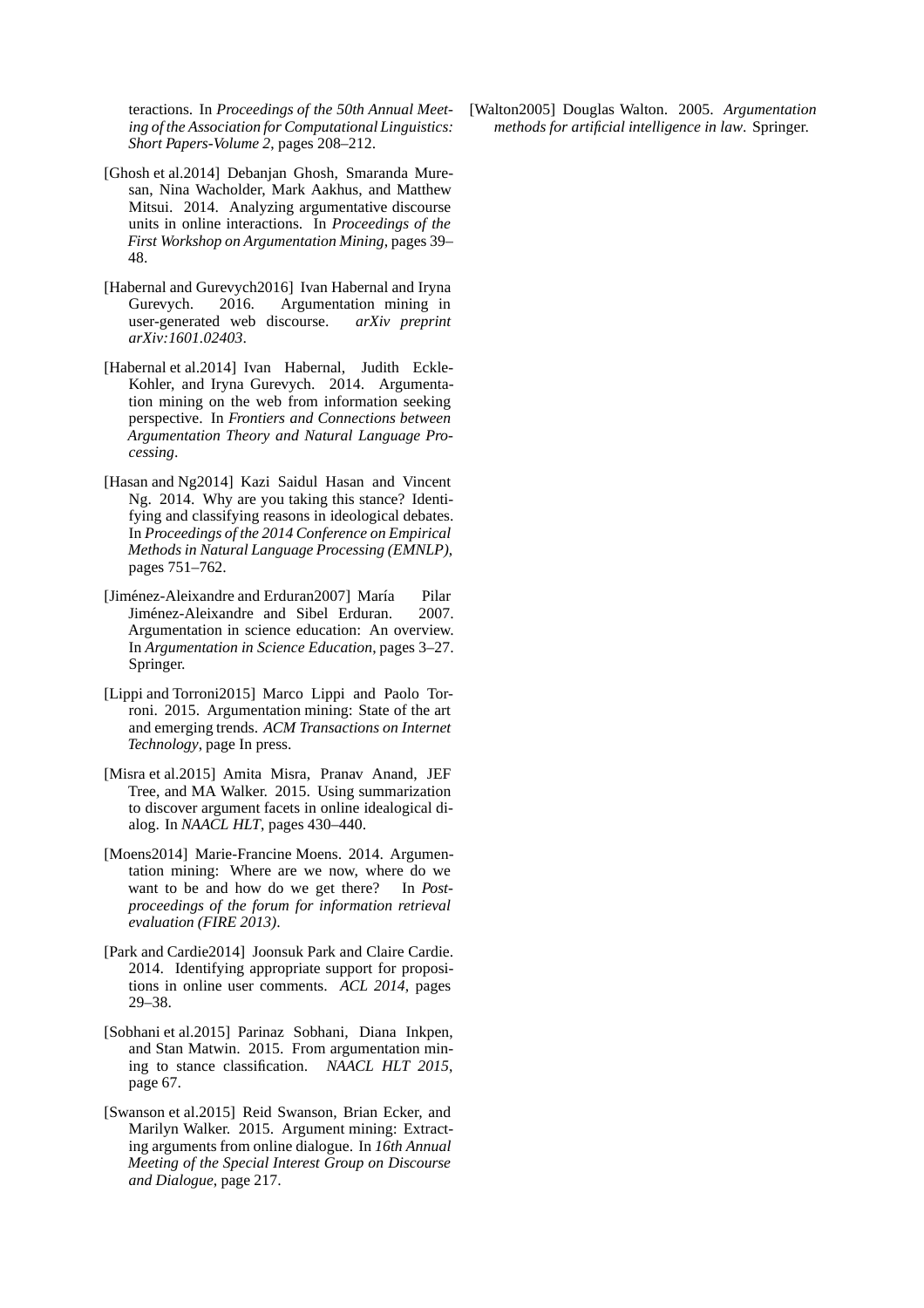teractions. In *Proceedings of the 50th Annual Meeting of the Association for Computational Linguistics: Short Papers-Volume 2*, pages 208–212.

[Ghosh et al.2014] Debanjan Ghosh, Smaranda Muresan, Nina Wacholder, Mark Aakhus, and Matthew Mitsui. 2014. Analyzing argumentative discourse units in online interactions. In *Proceedings of the First Workshop on Argumentation Mining*, pages 39–48.

[Habernal and Gurevych2016] Ivan Habernal and Iryna Gurevych. 2016. Argumentation mining in user-generated web discourse. *arXiv preprint arXiv:1601.02403*.

[Habernal et al.2014] Ivan Habernal, Judith Eckle-Kohler, and Iryna Gurevych. 2014. Argumentation mining on the web from information seeking perspective. In *Frontiers and Connections between Argumentation Theory and Natural Language Processing*.

[Hasan and Ng2014] Kazi Saidul Hasan and Vincent Ng. 2014. Why are you taking this stance? Identifying and classifying reasons in ideological debates. In *Proceedings of the 2014 Conference on Empirical Methods in Natural Language Processing (EMNLP)*, pages 751–762.

[Jiménez-Aleixandre and Erduran2007] María Pilar Jiménez-Aleixandre and Sibel Erduran. 2007. Argumentation in science education: An overview. In *Argumentation in Science Education*, pages 3–27. Springer.

[Lippi and Torroni2015] Marco Lippi and Paolo Torroni. 2015. Argumentation mining: State of the art and emerging trends. *ACM Transactions on Internet Technology*, page In press.

[Misra et al.2015] Amita Misra, Pranav Anand, JEF Tree, and MA Walker. 2015. Using summarization to discover argument facets in online idealogical dialog. In *NAACL HLT*, pages 430–440.

[Moens2014] Marie-Francine Moens. 2014. Argumentation mining: Where are we now, where do we want to be and how do we get there? In *Post-proceedings of the forum for information retrieval evaluation (FIRE 2013)*.

[Park and Cardie2014] Joonsuk Park and Claire Cardie. 2014. Identifying appropriate support for propositions in online user comments. *ACL 2014*, pages 29–38.

[Sobhani et al.2015] Parinaz Sobhani, Diana Inkpen, and Stan Matwin. 2015. From argumentation mining to stance classification. *NAACL HLT 2015*, page 67.

[Swanson et al.2015] Reid Swanson, Brian Ecker, and Marilyn Walker. 2015. Argument mining: Extracting arguments from online dialogue. In *16th Annual Meeting of the Special Interest Group on Discourse and Dialogue*, page 217.

[Walton2005] Douglas Walton. 2005. *Argumentation methods for artificial intelligence in law*. Springer.